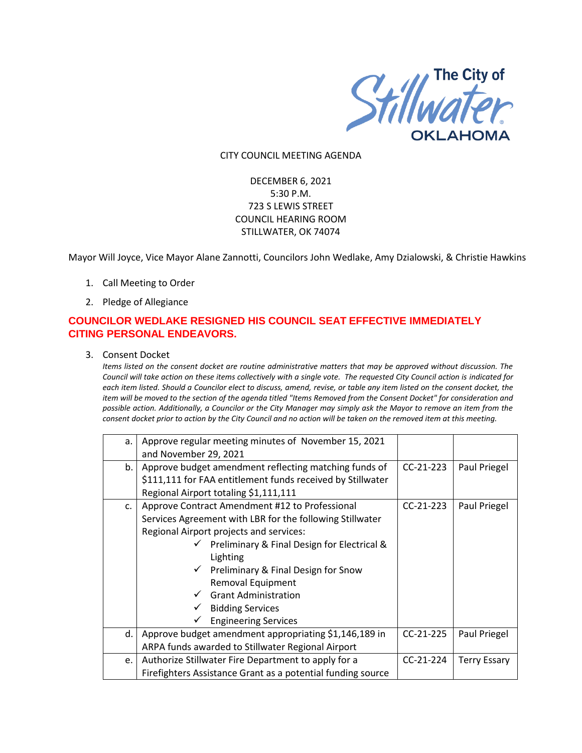The City of Stillwater OKLAHOMA

CITY COUNCIL MEETING AGENDA

DECEMBER 6, 2021
5:30 P.M.
723 S LEWIS STREET
COUNCIL HEARING ROOM
STILLWATER, OK 74074

Mayor Will Joyce, Vice Mayor Alane Zannotti, Councilors John Wedlake, Amy Dzialowski, & Christie Hawkins

1. Call Meeting to Order
2. Pledge of Allegiance

**COUNCILOR WEDLAKE RESIGNED HIS COUNCIL SEAT EFFECTIVE IMMEDIATELY CITING PERSONAL ENDEAVORS.**

3. Consent Docket

*Items listed on the consent docket are routine administrative matters that may be approved without discussion. The Council will take action on these items collectively with a single vote. The requested City Council action is indicated for each item listed. Should a Councilor elect to discuss, amend, revise, or table any item listed on the consent docket, the item will be moved to the section of the agenda titled "Items Removed from the Consent Docket" for consideration and possible action. Additionally, a Councilor or the City Manager may simply ask the Mayor to remove an item from the consent docket prior to action by the City Council and no action will be taken on the removed item at this meeting.*

| | | | |
|---|---|---|---|
| a. | Approve regular meeting minutes of November 15, 2021 and November 29, 2021 | | |
| b. | Approve budget amendment reflecting matching funds of $111,111 for FAA entitlement funds received by Stillwater Regional Airport totaling $1,111,111 | CC-21-223 | Paul Priegel |
| c. | Approve Contract Amendment #12 to Professional Services Agreement with LBR for the following Stillwater Regional Airport projects and services:<br>✓ Preliminary & Final Design for Electrical & Lighting<br>✓ Preliminary & Final Design for Snow Removal Equipment<br>✓ Grant Administration<br>✓ Bidding Services<br>✓ Engineering Services | CC-21-223 | Paul Priegel |
| d. | Approve budget amendment appropriating $1,146,189 in ARPA funds awarded to Stillwater Regional Airport | CC-21-225 | Paul Priegel |
| e. | Authorize Stillwater Fire Department to apply for a Firefighters Assistance Grant as a potential funding source | CC-21-224 | Terry Essary |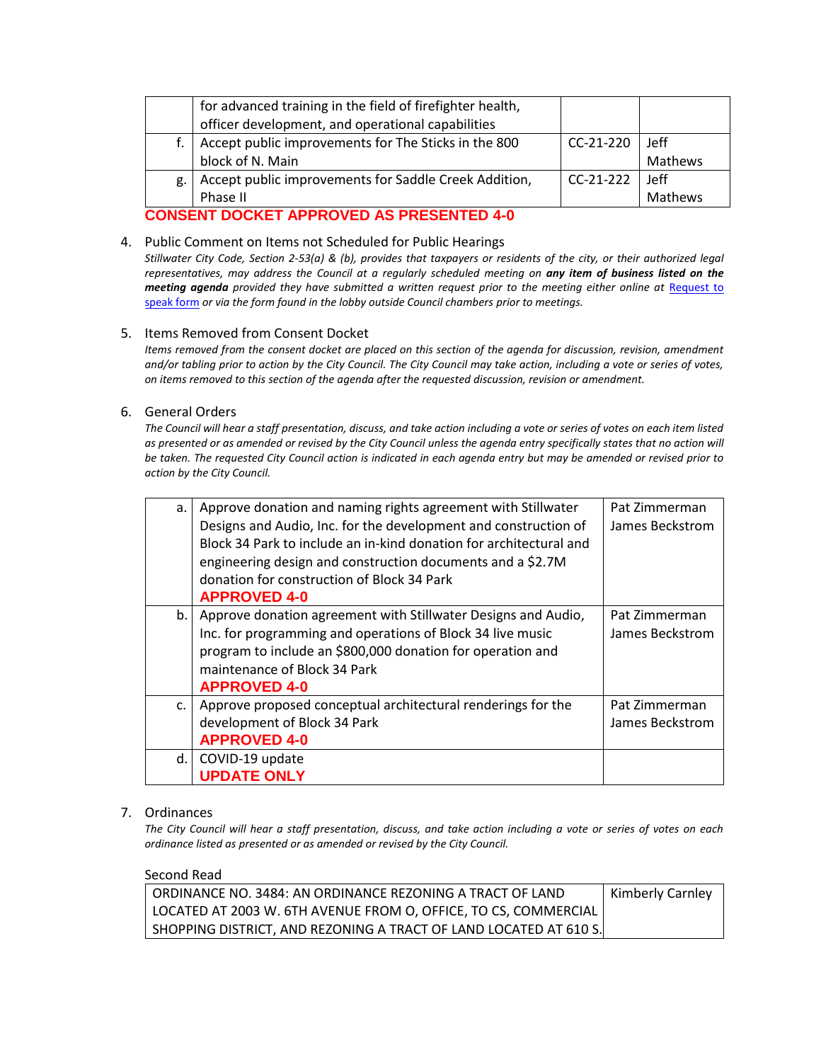| | | | |
|---|---|---|---|
| | for advanced training in the field of firefighter health, officer development, and operational capabilities | | |
| f. | Accept public improvements for The Sticks in the 800 block of N. Main | CC-21-220 | Jeff Mathews |
| g. | Accept public improvements for Saddle Creek Addition, Phase II | CC-21-222 | Jeff Mathews |

**CONSENT DOCKET APPROVED AS PRESENTED 4-0**

4. Public Comment on Items not Scheduled for Public Hearings

   *Stillwater City Code, Section 2-53(a) & (b), provides that taxpayers or residents of the city, or their authorized legal representatives, may address the Council at a regularly scheduled meeting on* ***any item of business listed on the meeting agenda*** *provided they have submitted a written request prior to the meeting either online at* [Request to speak form](Request to speak form) *or via the form found in the lobby outside Council chambers prior to meetings.*

5. Items Removed from Consent Docket

   *Items removed from the consent docket are placed on this section of the agenda for discussion, revision, amendment and/or tabling prior to action by the City Council. The City Council may take action, including a vote or series of votes, on items removed to this section of the agenda after the requested discussion, revision or amendment.*

6. General Orders

   *The Council will hear a staff presentation, discuss, and take action including a vote or series of votes on each item listed as presented or as amended or revised by the City Council unless the agenda entry specifically states that no action will be taken. The requested City Council action is indicated in each agenda entry but may be amended or revised prior to action by the City Council.*

| | | |
|---|---|---|
| a. | Approve donation and naming rights agreement with Stillwater Designs and Audio, Inc. for the development and construction of Block 34 Park to include an in-kind donation for architectural and engineering design and construction documents and a $2.7M donation for construction of Block 34 Park **APPROVED 4-0** | Pat Zimmerman James Beckstrom |
| b. | Approve donation agreement with Stillwater Designs and Audio, Inc. for programming and operations of Block 34 live music program to include an $800,000 donation for operation and maintenance of Block 34 Park **APPROVED 4-0** | Pat Zimmerman James Beckstrom |
| c. | Approve proposed conceptual architectural renderings for the development of Block 34 Park **APPROVED 4-0** | Pat Zimmerman James Beckstrom |
| d. | COVID-19 update **UPDATE ONLY** | |

7. Ordinances

   *The City Council will hear a staff presentation, discuss, and take action including a vote or series of votes on each ordinance listed as presented or as amended or revised by the City Council.*

   Second Read

| | |
|---|---|
| ORDINANCE NO. 3484: AN ORDINANCE REZONING A TRACT OF LAND LOCATED AT 2003 W. 6TH AVENUE FROM O, OFFICE, TO CS, COMMERCIAL SHOPPING DISTRICT, AND REZONING A TRACT OF LAND LOCATED AT 610 S. | Kimberly Carnley |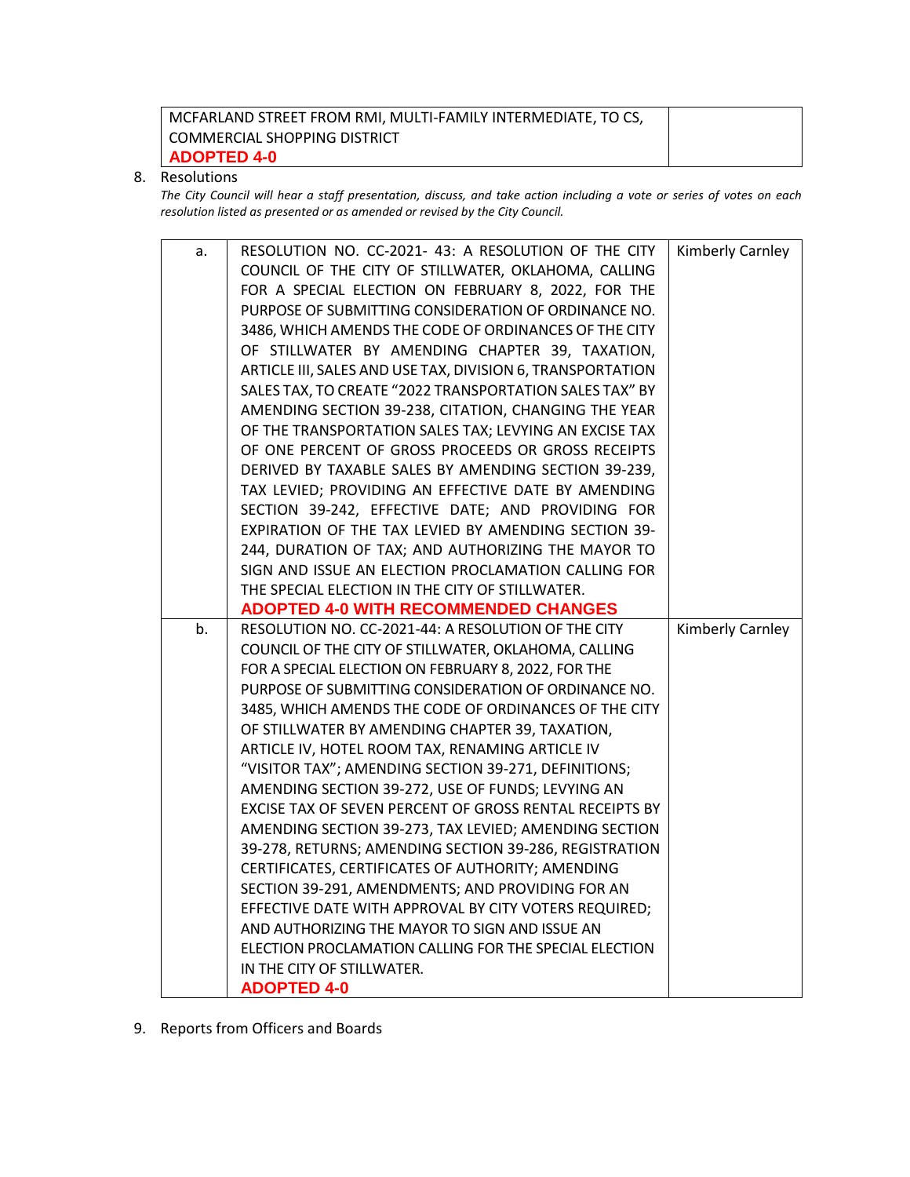| MCFARLAND STREET FROM RMI, MULTI-FAMILY INTERMEDIATE, TO CS, COMMERCIAL SHOPPING DISTRICT<br>**ADOPTED 4-0** | |
|---|---|

8. Resolutions

*The City Council will hear a staff presentation, discuss, and take action including a vote or series of votes on each resolution listed as presented or as amended or revised by the City Council.*

| | | |
|---|---|---|
| a. | RESOLUTION NO. CC-2021- 43: A RESOLUTION OF THE CITY COUNCIL OF THE CITY OF STILLWATER, OKLAHOMA, CALLING FOR A SPECIAL ELECTION ON FEBRUARY 8, 2022, FOR THE PURPOSE OF SUBMITTING CONSIDERATION OF ORDINANCE NO. 3486, WHICH AMENDS THE CODE OF ORDINANCES OF THE CITY OF STILLWATER BY AMENDING CHAPTER 39, TAXATION, ARTICLE III, SALES AND USE TAX, DIVISION 6, TRANSPORTATION SALES TAX, TO CREATE "2022 TRANSPORTATION SALES TAX" BY AMENDING SECTION 39-238, CITATION, CHANGING THE YEAR OF THE TRANSPORTATION SALES TAX; LEVYING AN EXCISE TAX OF ONE PERCENT OF GROSS PROCEEDS OR GROSS RECEIPTS DERIVED BY TAXABLE SALES BY AMENDING SECTION 39-239, TAX LEVIED; PROVIDING AN EFFECTIVE DATE BY AMENDING SECTION 39-242, EFFECTIVE DATE; AND PROVIDING FOR EXPIRATION OF THE TAX LEVIED BY AMENDING SECTION 39-244, DURATION OF TAX; AND AUTHORIZING THE MAYOR TO SIGN AND ISSUE AN ELECTION PROCLAMATION CALLING FOR THE SPECIAL ELECTION IN THE CITY OF STILLWATER.<br>**ADOPTED 4-0 WITH RECOMMENDED CHANGES** | Kimberly Carnley |
| b. | RESOLUTION NO. CC-2021-44: A RESOLUTION OF THE CITY COUNCIL OF THE CITY OF STILLWATER, OKLAHOMA, CALLING FOR A SPECIAL ELECTION ON FEBRUARY 8, 2022, FOR THE PURPOSE OF SUBMITTING CONSIDERATION OF ORDINANCE NO. 3485, WHICH AMENDS THE CODE OF ORDINANCES OF THE CITY OF STILLWATER BY AMENDING CHAPTER 39, TAXATION, ARTICLE IV, HOTEL ROOM TAX, RENAMING ARTICLE IV "VISITOR TAX"; AMENDING SECTION 39-271, DEFINITIONS; AMENDING SECTION 39-272, USE OF FUNDS; LEVYING AN EXCISE TAX OF SEVEN PERCENT OF GROSS RENTAL RECEIPTS BY AMENDING SECTION 39-273, TAX LEVIED; AMENDING SECTION 39-278, RETURNS; AMENDING SECTION 39-286, REGISTRATION CERTIFICATES, CERTIFICATES OF AUTHORITY; AMENDING SECTION 39-291, AMENDMENTS; AND PROVIDING FOR AN EFFECTIVE DATE WITH APPROVAL BY CITY VOTERS REQUIRED; AND AUTHORIZING THE MAYOR TO SIGN AND ISSUE AN ELECTION PROCLAMATION CALLING FOR THE SPECIAL ELECTION IN THE CITY OF STILLWATER.<br>**ADOPTED 4-0** | Kimberly Carnley |

9. Reports from Officers and Boards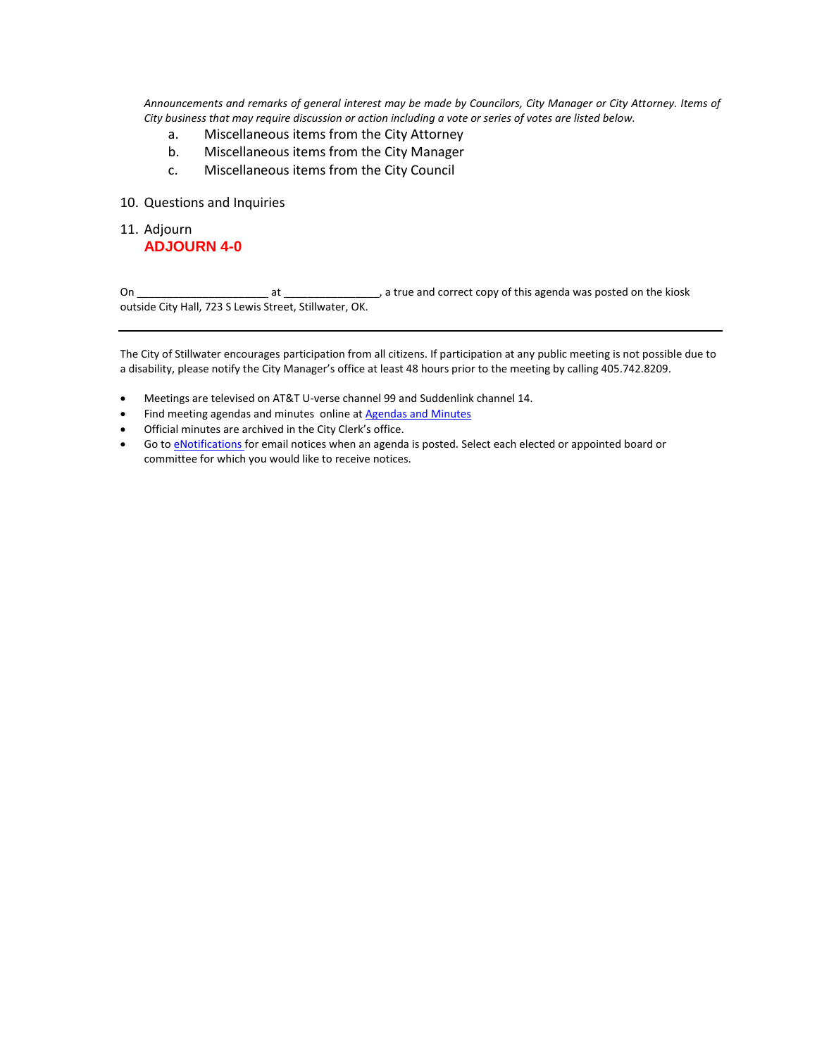*Announcements and remarks of general interest may be made by Councilors, City Manager or City Attorney. Items of City business that may require discussion or action including a vote or series of votes are listed below.*

a. Miscellaneous items from the City Attorney
b. Miscellaneous items from the City Manager
c. Miscellaneous items from the City Council

10. Questions and Inquiries

11. Adjourn
    **ADJOURN 4-0**

On ______________________ at ________________, a true and correct copy of this agenda was posted on the kiosk outside City Hall, 723 S Lewis Street, Stillwater, OK.

---

The City of Stillwater encourages participation from all citizens. If participation at any public meeting is not possible due to a disability, please notify the City Manager's office at least 48 hours prior to the meeting by calling 405.742.8209.

- Meetings are televised on AT&T U-verse channel 99 and Suddenlink channel 14.
- Find meeting agendas and minutes online at Agendas and Minutes
- Official minutes are archived in the City Clerk's office.
- Go to eNotifications for email notices when an agenda is posted. Select each elected or appointed board or committee for which you would like to receive notices.